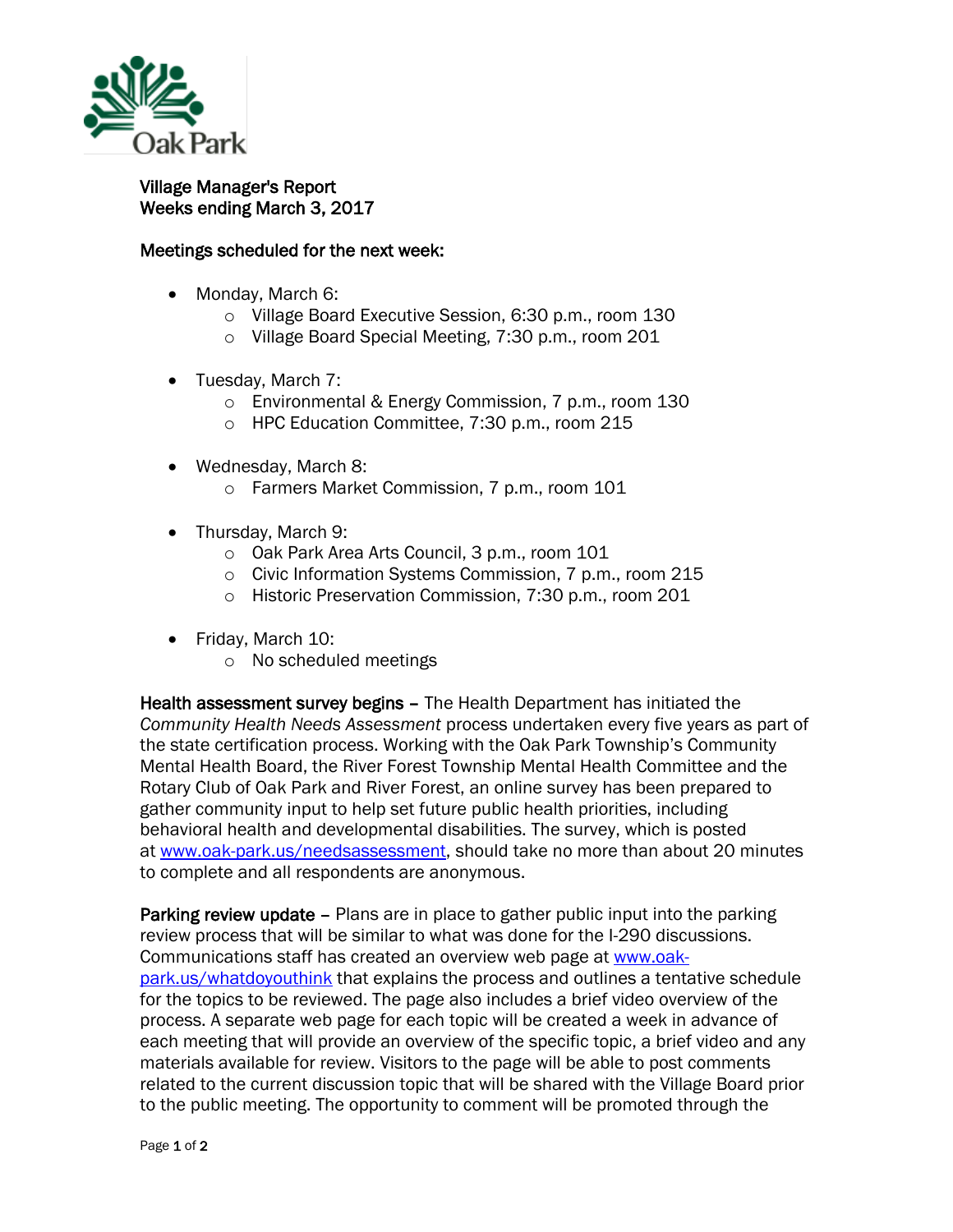Oak Park

# Village Manager's Report
## Weeks ending March 3, 2017

### Meetings scheduled for the next week:

- Monday, March 6:
  - Village Board Executive Session, 6:30 p.m., room 130
  - Village Board Special Meeting, 7:30 p.m., room 201
- Tuesday, March 7:
  - Environmental & Energy Commission, 7 p.m., room 130
  - HPC Education Committee, 7:30 p.m., room 215
- Wednesday, March 8:
  - Farmers Market Commission, 7 p.m., room 101
- Thursday, March 9:
  - Oak Park Area Arts Council, 3 p.m., room 101
  - Civic Information Systems Commission, 7 p.m., room 215
  - Historic Preservation Commission, 7:30 p.m., room 201
- Friday, March 10:
  - No scheduled meetings

**Health assessment survey begins** – The Health Department has initiated the *Community Health Needs Assessment* process undertaken every five years as part of the state certification process. Working with the Oak Park Township's Community Mental Health Board, the River Forest Township Mental Health Committee and the Rotary Club of Oak Park and River Forest, an online survey has been prepared to gather community input to help set future public health priorities, including behavioral health and developmental disabilities. The survey, which is posted at www.oak-park.us/needsassessment, should take no more than about 20 minutes to complete and all respondents are anonymous.

**Parking review update** – Plans are in place to gather public input into the parking review process that will be similar to what was done for the I-290 discussions. Communications staff has created an overview web page at www.oak-park.us/whatdoyouthink that explains the process and outlines a tentative schedule for the topics to be reviewed. The page also includes a brief video overview of the process. A separate web page for each topic will be created a week in advance of each meeting that will provide an overview of the specific topic, a brief video and any materials available for review. Visitors to the page will be able to post comments related to the current discussion topic that will be shared with the Village Board prior to the public meeting. The opportunity to comment will be promoted through the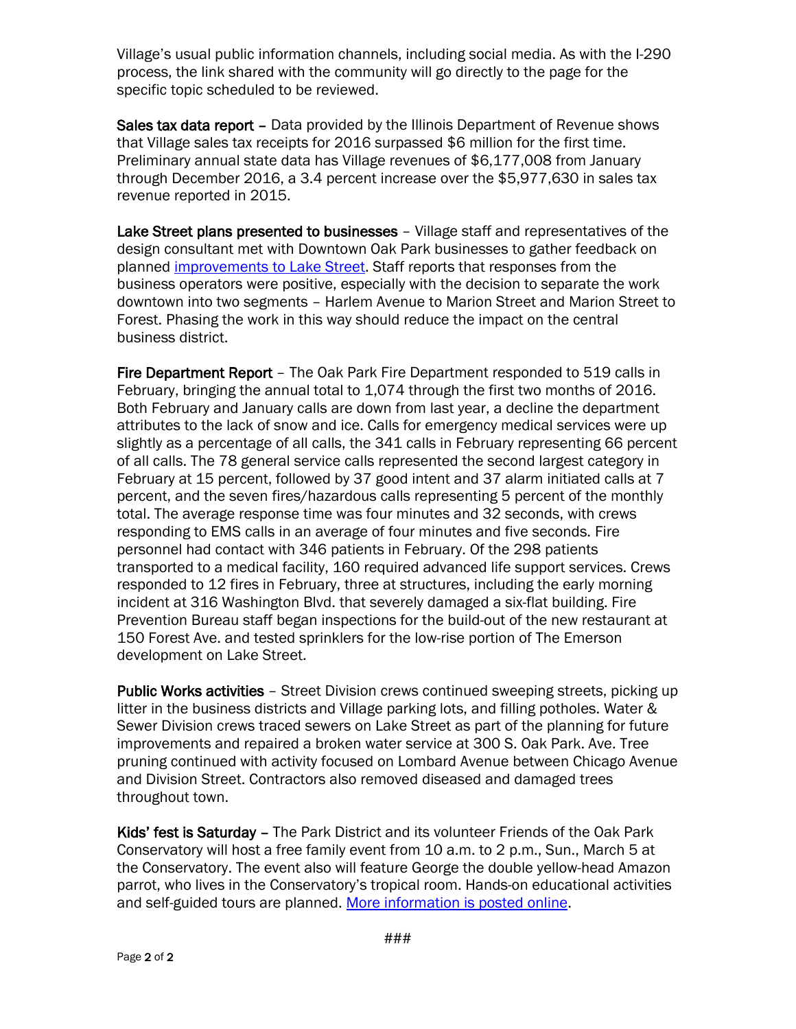Village's usual public information channels, including social media. As with the I-290 process, the link shared with the community will go directly to the page for the specific topic scheduled to be reviewed.

**Sales tax data report** – Data provided by the Illinois Department of Revenue shows that Village sales tax receipts for 2016 surpassed $6 million for the first time. Preliminary annual state data has Village revenues of $6,177,008 from January through December 2016, a 3.4 percent increase over the $5,977,630 in sales tax revenue reported in 2015.

**Lake Street plans presented to businesses** – Village staff and representatives of the design consultant met with Downtown Oak Park businesses to gather feedback on planned [improvements to Lake Street](). Staff reports that responses from the business operators were positive, especially with the decision to separate the work downtown into two segments – Harlem Avenue to Marion Street and Marion Street to Forest. Phasing the work in this way should reduce the impact on the central business district.

**Fire Department Report** – The Oak Park Fire Department responded to 519 calls in February, bringing the annual total to 1,074 through the first two months of 2016. Both February and January calls are down from last year, a decline the department attributes to the lack of snow and ice. Calls for emergency medical services were up slightly as a percentage of all calls, the 341 calls in February representing 66 percent of all calls. The 78 general service calls represented the second largest category in February at 15 percent, followed by 37 good intent and 37 alarm initiated calls at 7 percent, and the seven fires/hazardous calls representing 5 percent of the monthly total. The average response time was four minutes and 32 seconds, with crews responding to EMS calls in an average of four minutes and five seconds. Fire personnel had contact with 346 patients in February. Of the 298 patients transported to a medical facility, 160 required advanced life support services. Crews responded to 12 fires in February, three at structures, including the early morning incident at 316 Washington Blvd. that severely damaged a six-flat building. Fire Prevention Bureau staff began inspections for the build-out of the new restaurant at 150 Forest Ave. and tested sprinklers for the low-rise portion of The Emerson development on Lake Street.

**Public Works activities** – Street Division crews continued sweeping streets, picking up litter in the business districts and Village parking lots, and filling potholes. Water & Sewer Division crews traced sewers on Lake Street as part of the planning for future improvements and repaired a broken water service at 300 S. Oak Park. Ave. Tree pruning continued with activity focused on Lombard Avenue between Chicago Avenue and Division Street. Contractors also removed diseased and damaged trees throughout town.

**Kids' fest is Saturday** – The Park District and its volunteer Friends of the Oak Park Conservatory will host a free family event from 10 a.m. to 2 p.m., Sun., March 5 at the Conservatory. The event also will feature George the double yellow-head Amazon parrot, who lives in the Conservatory's tropical room. Hands-on educational activities and self-guided tours are planned. [More information is posted online]().

###